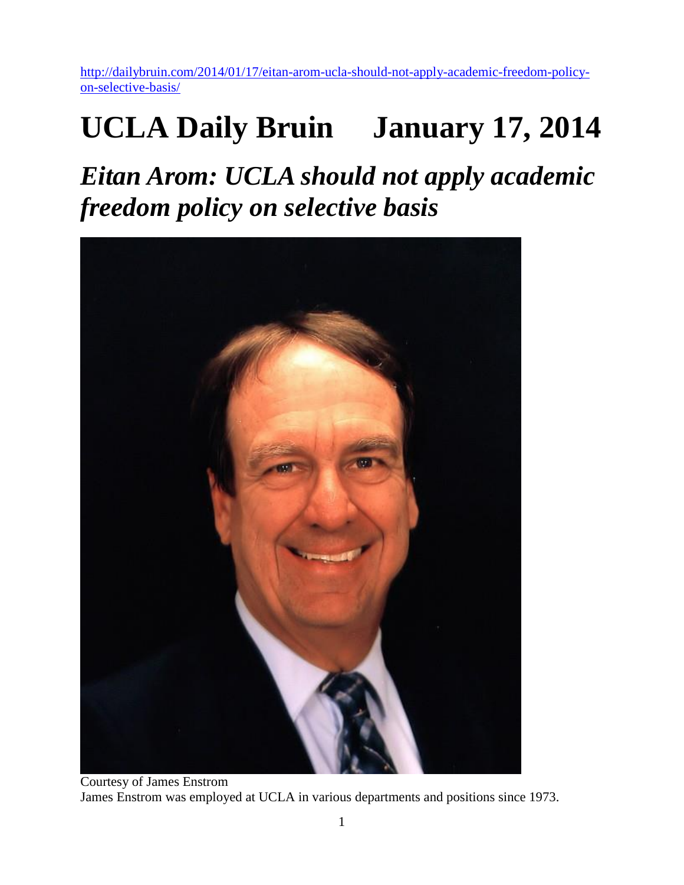http://dailybruin.com/2014/01/17/eitan-arom-ucla-should-not-apply-academic-freedom-policy-on-selective-basis/

# UCLA Daily Bruin January 17, 2014

## *Eitan Arom: UCLA should not apply academic freedom policy on selective basis*

Courtesy of James Enstrom

James Enstrom was employed at UCLA in various departments and positions since 1973.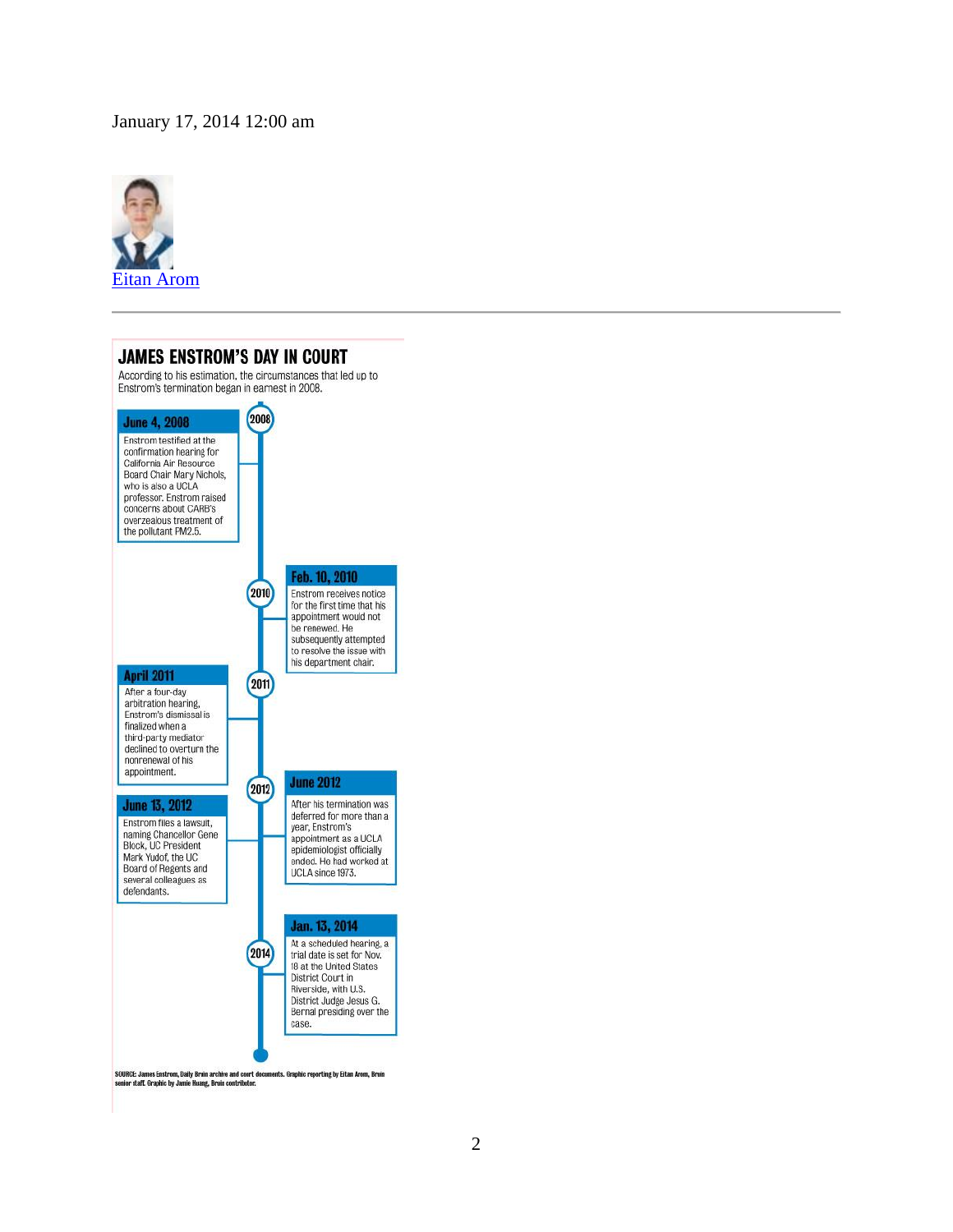January 17, 2014 12:00 am

[Eitan Arom]

## JAMES ENSTROM'S DAY IN COURT

According to his estimation, the circumstances that led up to Enstrom's termination began in earnest in 2008.

**2008**

**June 4, 2008**
Enstrom testified at the confirmation hearing for California Air Resource Board Chair Mary Nichols, who is also a UCLA professor. Enstrom raised concerns about CARB's overzealous treatment of the pollutant PM2.5.

**2010**

**Feb. 10, 2010**
Enstrom receives notice for the first time that his appointment would not be renewed. He subsequently attempted to resolve the issue with his department chair.

**2011**

**April 2011**
After a four-day arbitration hearing, Enstrom's dismissal is finalized when a third-party mediator declined to overturn the nonrenewal of his appointment.

**2012**

**June 2012**
After his termination was deferred for more than a year, Enstrom's appointment as a UCLA epidemiologist officially ended. He had worked at UCLA since 1973.

**June 13, 2012**
Enstrom files a lawsuit, naming Chancellor Gene Block, UC President Mark Yudof, the UC Board of Regents and several colleagues as defendants.

**2014**

**Jan. 13, 2014**
At a scheduled hearing, a trial date is set for Nov. 18 at the United States District Court in Riverside, with U.S. District Judge Jesus G. Bernal presiding over the case.

SOURCE: James Enstrom, Daily Bruin archive and court documents. Graphic reporting by Eitan Arom, Bruin senior staff. Graphic by Jamie Huang, Bruin contributor.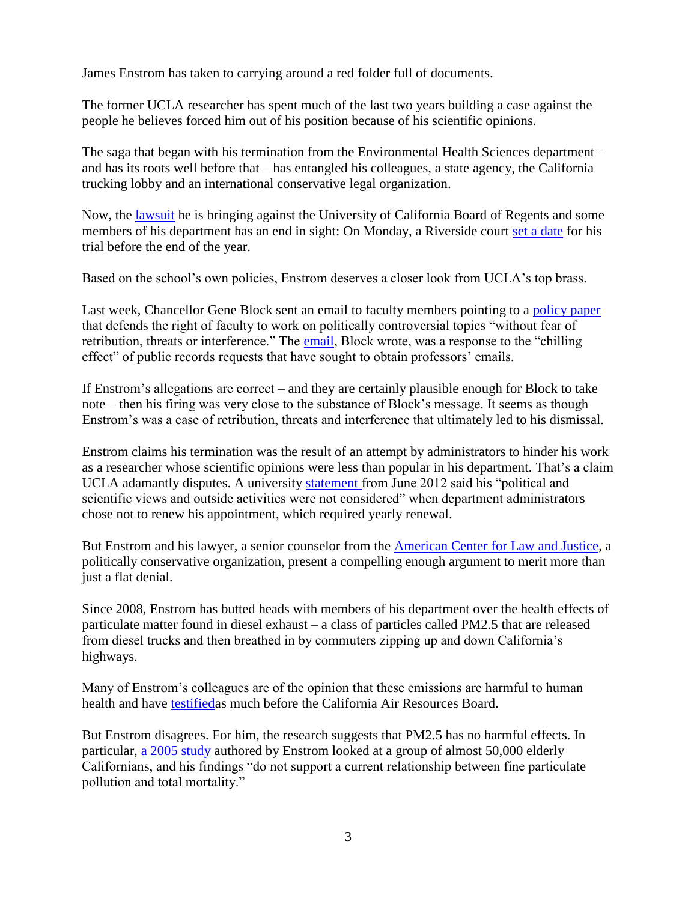James Enstrom has taken to carrying around a red folder full of documents.

The former UCLA researcher has spent much of the last two years building a case against the people he believes forced him out of his position because of his scientific opinions.

The saga that began with his termination from the Environmental Health Sciences department – and has its roots well before that – has entangled his colleagues, a state agency, the California trucking lobby and an international conservative legal organization.

Now, the lawsuit he is bringing against the University of California Board of Regents and some members of his department has an end in sight: On Monday, a Riverside court set a date for his trial before the end of the year.

Based on the school's own policies, Enstrom deserves a closer look from UCLA's top brass.

Last week, Chancellor Gene Block sent an email to faculty members pointing to a policy paper that defends the right of faculty to work on politically controversial topics "without fear of retribution, threats or interference." The email, Block wrote, was a response to the "chilling effect" of public records requests that have sought to obtain professors' emails.

If Enstrom's allegations are correct – and they are certainly plausible enough for Block to take note – then his firing was very close to the substance of Block's message. It seems as though Enstrom's was a case of retribution, threats and interference that ultimately led to his dismissal.

Enstrom claims his termination was the result of an attempt by administrators to hinder his work as a researcher whose scientific opinions were less than popular in his department. That's a claim UCLA adamantly disputes. A university statement from June 2012 said his "political and scientific views and outside activities were not considered" when department administrators chose not to renew his appointment, which required yearly renewal.

But Enstrom and his lawyer, a senior counselor from the American Center for Law and Justice, a politically conservative organization, present a compelling enough argument to merit more than just a flat denial.

Since 2008, Enstrom has butted heads with members of his department over the health effects of particulate matter found in diesel exhaust – a class of particles called PM2.5 that are released from diesel trucks and then breathed in by commuters zipping up and down California's highways.

Many of Enstrom's colleagues are of the opinion that these emissions are harmful to human health and have testifiedas much before the California Air Resources Board.

But Enstrom disagrees. For him, the research suggests that PM2.5 has no harmful effects. In particular, a 2005 study authored by Enstrom looked at a group of almost 50,000 elderly Californians, and his findings "do not support a current relationship between fine particulate pollution and total mortality."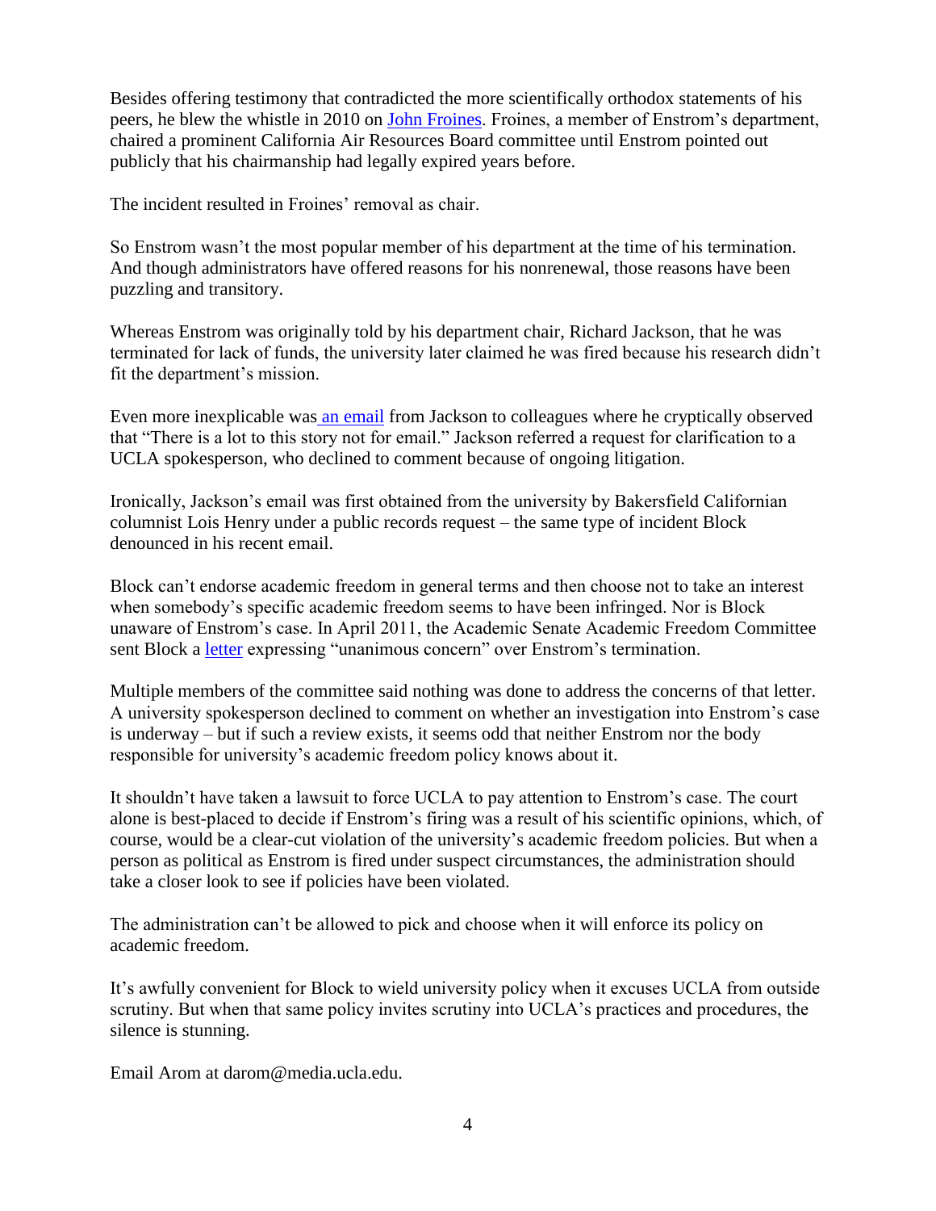Besides offering testimony that contradicted the more scientifically orthodox statements of his peers, he blew the whistle in 2010 on John Froines. Froines, a member of Enstrom's department, chaired a prominent California Air Resources Board committee until Enstrom pointed out publicly that his chairmanship had legally expired years before.

The incident resulted in Froines' removal as chair.

So Enstrom wasn't the most popular member of his department at the time of his termination. And though administrators have offered reasons for his nonrenewal, those reasons have been puzzling and transitory.

Whereas Enstrom was originally told by his department chair, Richard Jackson, that he was terminated for lack of funds, the university later claimed he was fired because his research didn't fit the department's mission.

Even more inexplicable was an email from Jackson to colleagues where he cryptically observed that "There is a lot to this story not for email." Jackson referred a request for clarification to a UCLA spokesperson, who declined to comment because of ongoing litigation.

Ironically, Jackson's email was first obtained from the university by Bakersfield Californian columnist Lois Henry under a public records request – the same type of incident Block denounced in his recent email.

Block can't endorse academic freedom in general terms and then choose not to take an interest when somebody's specific academic freedom seems to have been infringed. Nor is Block unaware of Enstrom's case. In April 2011, the Academic Senate Academic Freedom Committee sent Block a letter expressing "unanimous concern" over Enstrom's termination.

Multiple members of the committee said nothing was done to address the concerns of that letter. A university spokesperson declined to comment on whether an investigation into Enstrom's case is underway – but if such a review exists, it seems odd that neither Enstrom nor the body responsible for university's academic freedom policy knows about it.

It shouldn't have taken a lawsuit to force UCLA to pay attention to Enstrom's case. The court alone is best-placed to decide if Enstrom's firing was a result of his scientific opinions, which, of course, would be a clear-cut violation of the university's academic freedom policies. But when a person as political as Enstrom is fired under suspect circumstances, the administration should take a closer look to see if policies have been violated.

The administration can't be allowed to pick and choose when it will enforce its policy on academic freedom.

It's awfully convenient for Block to wield university policy when it excuses UCLA from outside scrutiny. But when that same policy invites scrutiny into UCLA's practices and procedures, the silence is stunning.

Email Arom at darom@media.ucla.edu.